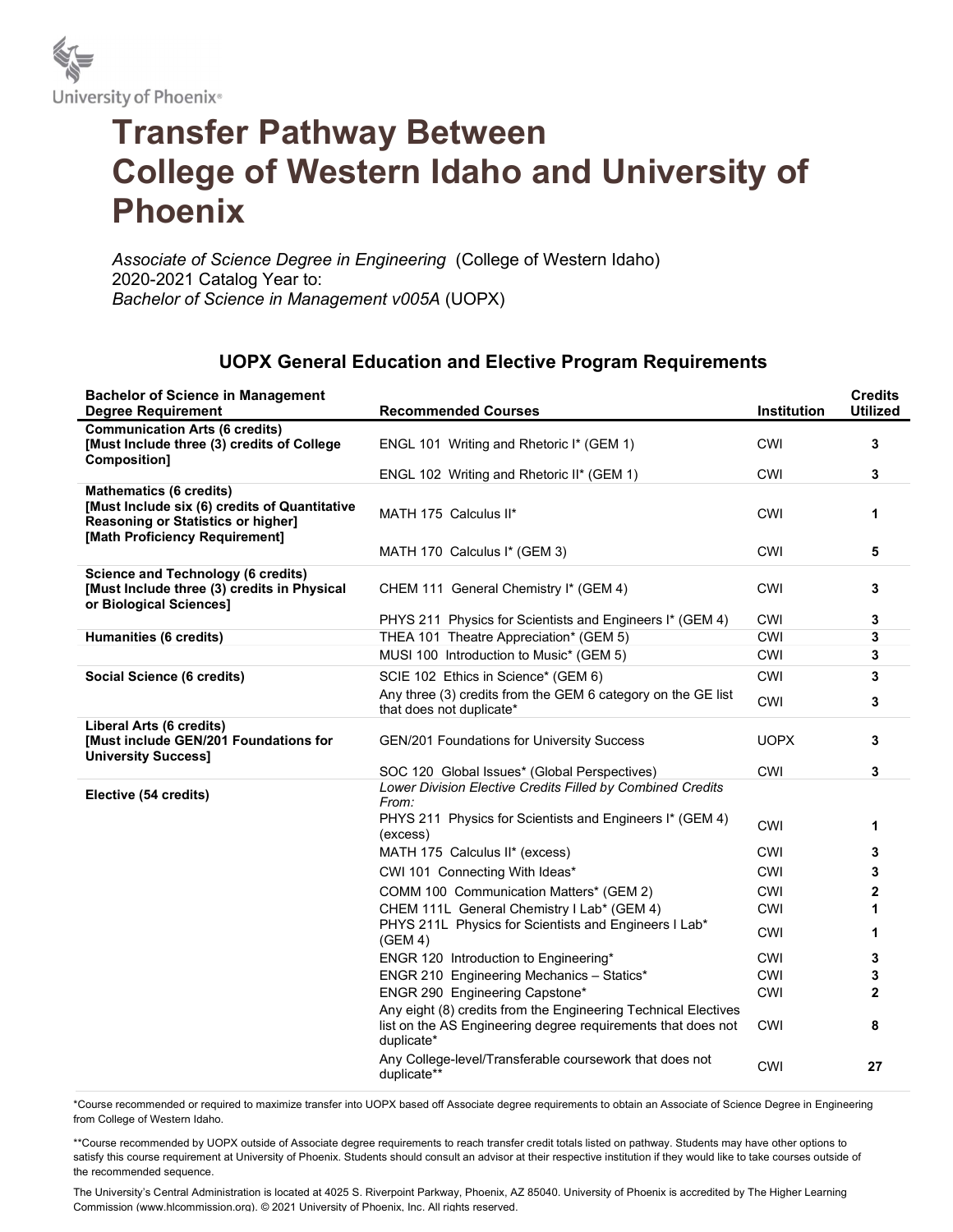University of Phoenix®

# Transfer Pathway Between College of Western Idaho and University of Phoenix

*Associate of Science Degree in Engineering* (College of Western Idaho)
2020-2021 Catalog Year to:
*Bachelor of Science in Management v005A* (UOPX)

## UOPX General Education and Elective Program Requirements

| Bachelor of Science in Management Degree Requirement | Recommended Courses | Institution | Credits Utilized |
|---|---|---|---|
| **Communication Arts (6 credits) [Must Include three (3) credits of College Composition]** | ENGL 101 Writing and Rhetoric I* (GEM 1) | CWI | **3** |
| | ENGL 102 Writing and Rhetoric II* (GEM 1) | CWI | **3** |
| **Mathematics (6 credits) [Must Include six (6) credits of Quantitative Reasoning or Statistics or higher] [Math Proficiency Requirement]** | MATH 175 Calculus II* | CWI | **1** |
| | MATH 170 Calculus I* (GEM 3) | CWI | **5** |
| **Science and Technology (6 credits) [Must Include three (3) credits in Physical or Biological Sciences]** | CHEM 111 General Chemistry I* (GEM 4) | CWI | **3** |
| | PHYS 211 Physics for Scientists and Engineers I* (GEM 4) | CWI | **3** |
| **Humanities (6 credits)** | THEA 101 Theatre Appreciation* (GEM 5) | CWI | **3** |
| | MUSI 100 Introduction to Music* (GEM 5) | CWI | **3** |
| **Social Science (6 credits)** | SCIE 102 Ethics in Science* (GEM 6) | CWI | **3** |
| | Any three (3) credits from the GEM 6 category on the GE list that does not duplicate* | CWI | **3** |
| **Liberal Arts (6 credits) [Must include GEN/201 Foundations for University Success]** | GEN/201 Foundations for University Success | UOPX | **3** |
| | SOC 120 Global Issues* (Global Perspectives) | CWI | **3** |
| **Elective (54 credits)** | *Lower Division Elective Credits Filled by Combined Credits From:* | | |
| | PHYS 211 Physics for Scientists and Engineers I* (GEM 4) (excess) | CWI | **1** |
| | MATH 175 Calculus II* (excess) | CWI | **3** |
| | CWI 101 Connecting With Ideas* | CWI | **3** |
| | COMM 100 Communication Matters* (GEM 2) | CWI | **2** |
| | CHEM 111L General Chemistry I Lab* (GEM 4) | CWI | **1** |
| | PHYS 211L Physics for Scientists and Engineers I Lab* (GEM 4) | CWI | **1** |
| | ENGR 120 Introduction to Engineering* | CWI | **3** |
| | ENGR 210 Engineering Mechanics – Statics* | CWI | **3** |
| | ENGR 290 Engineering Capstone* | CWI | **2** |
| | Any eight (8) credits from the Engineering Technical Electives list on the AS Engineering degree requirements that does not duplicate* | CWI | **8** |
| | Any College-level/Transferable coursework that does not duplicate** | CWI | **27** |

*Course recommended or required to maximize transfer into UOPX based off Associate degree requirements to obtain an Associate of Science Degree in Engineering from College of Western Idaho.

**Course recommended by UOPX outside of Associate degree requirements to reach transfer credit totals listed on pathway. Students may have other options to satisfy this course requirement at University of Phoenix. Students should consult an advisor at their respective institution if they would like to take courses outside of the recommended sequence.

The University's Central Administration is located at 4025 S. Riverpoint Parkway, Phoenix, AZ 85040. University of Phoenix is accredited by The Higher Learning Commission (www.hlcommission.org). © 2021 University of Phoenix, Inc. All rights reserved.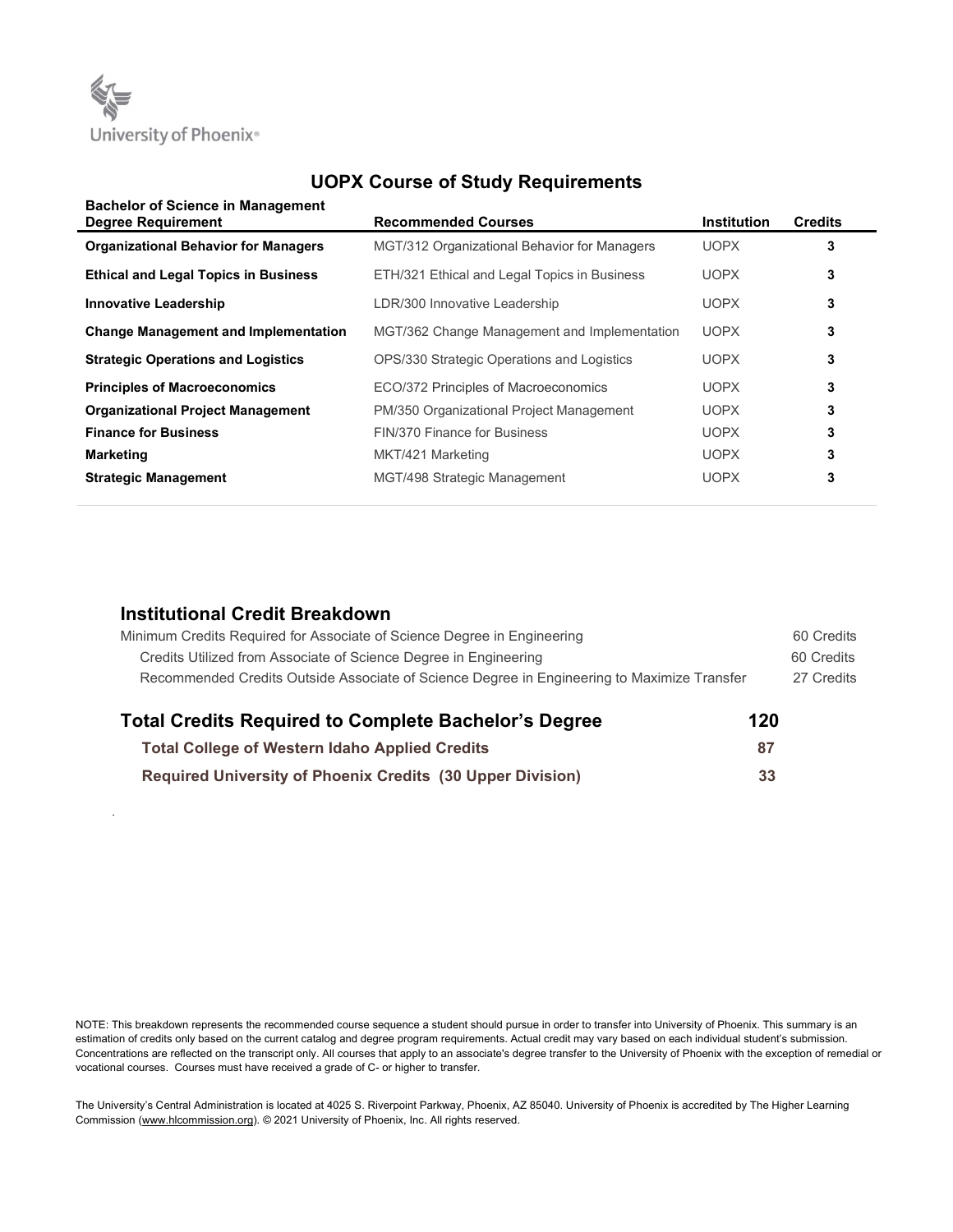## UOPX Course of Study Requirements

| Bachelor of Science in Management Degree Requirement | Recommended Courses | Institution | Credits |
|---|---|---|---|
| **Organizational Behavior for Managers** | MGT/312 Organizational Behavior for Managers | UOPX | 3 |
| **Ethical and Legal Topics in Business** | ETH/321 Ethical and Legal Topics in Business | UOPX | 3 |
| **Innovative Leadership** | LDR/300 Innovative Leadership | UOPX | 3 |
| **Change Management and Implementation** | MGT/362 Change Management and Implementation | UOPX | 3 |
| **Strategic Operations and Logistics** | OPS/330 Strategic Operations and Logistics | UOPX | 3 |
| **Principles of Macroeconomics** | ECO/372 Principles of Macroeconomics | UOPX | 3 |
| **Organizational Project Management** | PM/350 Organizational Project Management | UOPX | 3 |
| **Finance for Business** | FIN/370 Finance for Business | UOPX | 3 |
| **Marketing** | MKT/421 Marketing | UOPX | 3 |
| **Strategic Management** | MGT/498 Strategic Management | UOPX | 3 |

### Institutional Credit Breakdown

| | |
|---|---|
| Minimum Credits Required for Associate of Science Degree in Engineering | 60 Credits |
| Credits Utilized from Associate of Science Degree in Engineering | 60 Credits |
| Recommended Credits Outside Associate of Science Degree in Engineering to Maximize Transfer | 27 Credits |

| | |
|---|---|
| **Total Credits Required to Complete Bachelor's Degree** | **120** |
| **Total College of Western Idaho Applied Credits** | **87** |
| **Required University of Phoenix Credits (30 Upper Division)** | **33** |

NOTE: This breakdown represents the recommended course sequence a student should pursue in order to transfer into University of Phoenix. This summary is an estimation of credits only based on the current catalog and degree program requirements. Actual credit may vary based on each individual student's submission. Concentrations are reflected on the transcript only. All courses that apply to an associate's degree transfer to the University of Phoenix with the exception of remedial or vocational courses. Courses must have received a grade of C- or higher to transfer.

The University's Central Administration is located at 4025 S. Riverpoint Parkway, Phoenix, AZ 85040. University of Phoenix is accredited by The Higher Learning Commission (www.hlcommission.org). © 2021 University of Phoenix, Inc. All rights reserved.